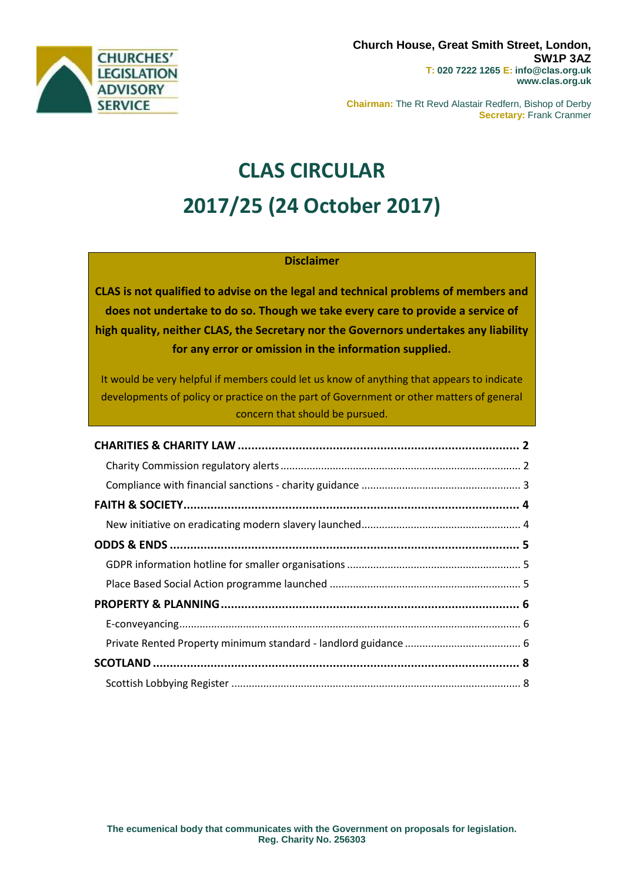CHURCHES' LEGISLATION ADVISORY SERVICE

**Church House, Great Smith Street, London, SW1P 3AZ**
**T: 020 7222 1265 E: info@clas.org.uk**
**www.clas.org.uk**

**Chairman:** The Rt Revd Alastair Redfern, Bishop of Derby
**Secretary:** Frank Cranmer

# CLAS CIRCULAR

# 2017/25 (24 October 2017)

**Disclaimer**

**CLAS is not qualified to advise on the legal and technical problems of members and does not undertake to do so. Though we take every care to provide a service of high quality, neither CLAS, the Secretary nor the Governors undertakes any liability for any error or omission in the information supplied.**

It would be very helpful if members could let us know of anything that appears to indicate developments of policy or practice on the part of Government or other matters of general concern that should be pursued.

**CHARITIES & CHARITY LAW** ..... **2**
- Charity Commission regulatory alerts ..... 2
- Compliance with financial sanctions - charity guidance ..... 3

**FAITH & SOCIETY** ..... **4**
- New initiative on eradicating modern slavery launched ..... 4

**ODDS & ENDS** ..... **5**
- GDPR information hotline for smaller organisations ..... 5
- Place Based Social Action programme launched ..... 5

**PROPERTY & PLANNING** ..... **6**
- E-conveyancing ..... 6
- Private Rented Property minimum standard - landlord guidance ..... 6

**SCOTLAND** ..... **8**
- Scottish Lobbying Register ..... 8

**The ecumenical body that communicates with the Government on proposals for legislation.**
**Reg. Charity No. 256303**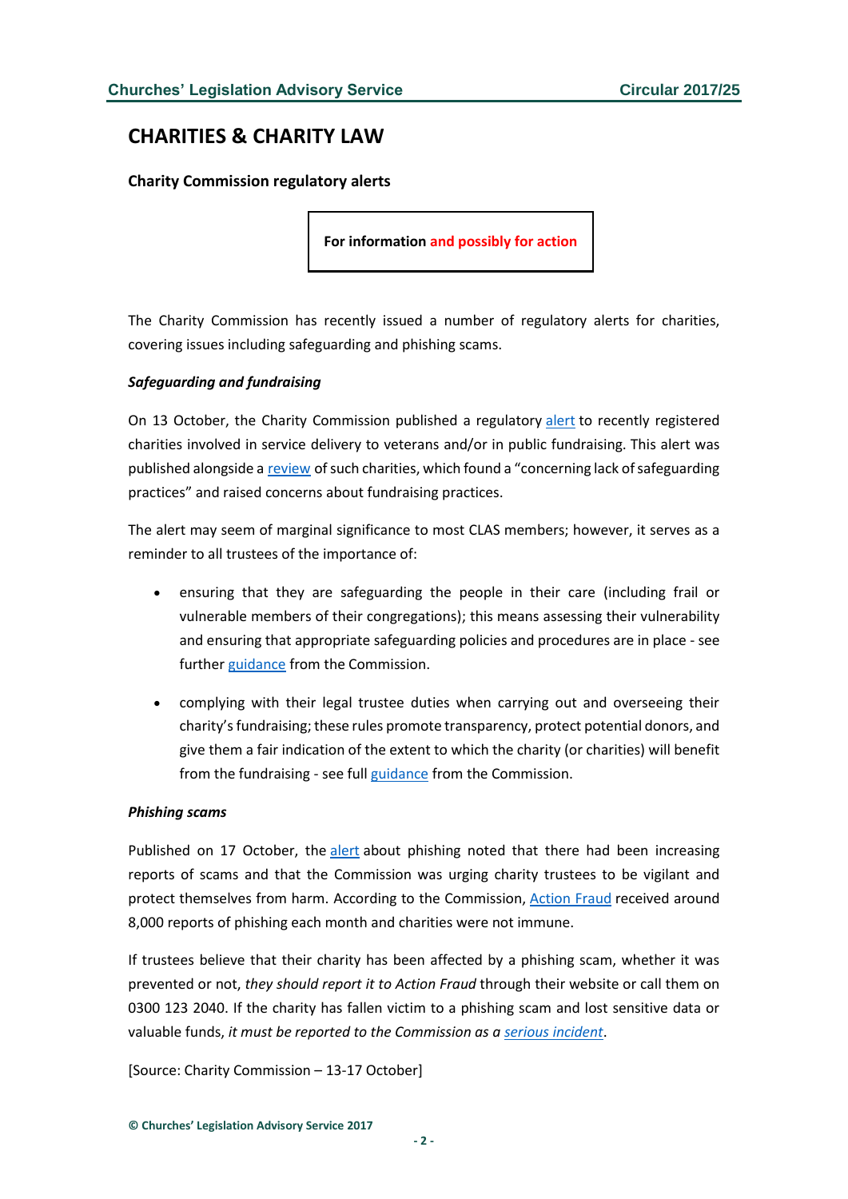# CHARITIES & CHARITY LAW

### Charity Commission regulatory alerts

**For information and possibly for action**

The Charity Commission has recently issued a number of regulatory alerts for charities, covering issues including safeguarding and phishing scams.

***Safeguarding and fundraising***

On 13 October, the Charity Commission published a regulatory alert to recently registered charities involved in service delivery to veterans and/or in public fundraising. This alert was published alongside a review of such charities, which found a "concerning lack of safeguarding practices" and raised concerns about fundraising practices.

The alert may seem of marginal significance to most CLAS members; however, it serves as a reminder to all trustees of the importance of:

- ensuring that they are safeguarding the people in their care (including frail or vulnerable members of their congregations); this means assessing their vulnerability and ensuring that appropriate safeguarding policies and procedures are in place - see further guidance from the Commission.
- complying with their legal trustee duties when carrying out and overseeing their charity's fundraising; these rules promote transparency, protect potential donors, and give them a fair indication of the extent to which the charity (or charities) will benefit from the fundraising - see full guidance from the Commission.

***Phishing scams***

Published on 17 October, the alert about phishing noted that there had been increasing reports of scams and that the Commission was urging charity trustees to be vigilant and protect themselves from harm. According to the Commission, Action Fraud received around 8,000 reports of phishing each month and charities were not immune.

If trustees believe that their charity has been affected by a phishing scam, whether it was prevented or not, *they should report it to Action Fraud* through their website or call them on 0300 123 2040. If the charity has fallen victim to a phishing scam and lost sensitive data or valuable funds, *it must be reported to the Commission as a serious incident*.

[Source: Charity Commission – 13-17 October]

**© Churches' Legislation Advisory Service 2017**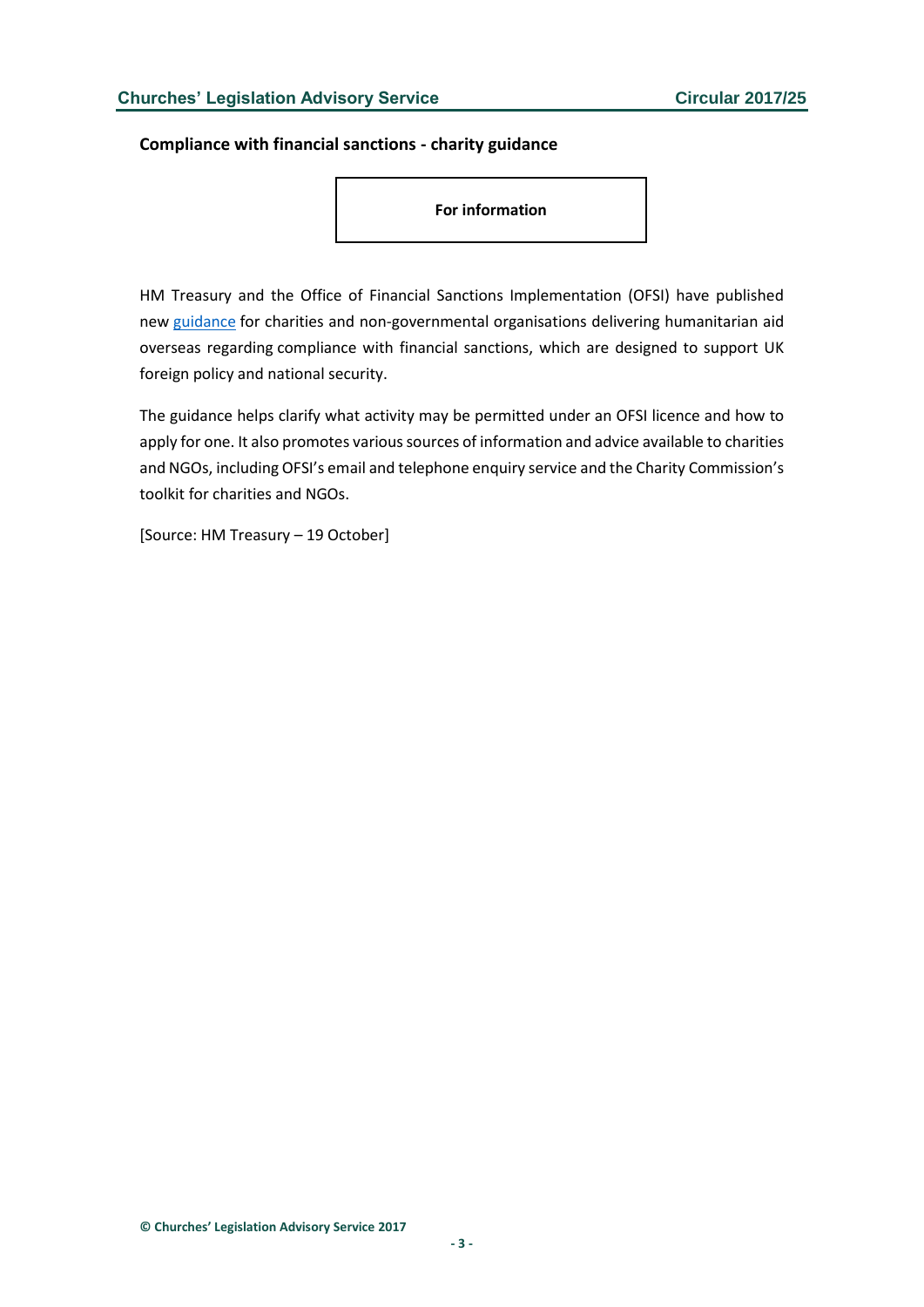**Compliance with financial sanctions - charity guidance**

**For information**

HM Treasury and the Office of Financial Sanctions Implementation (OFSI) have published new guidance for charities and non-governmental organisations delivering humanitarian aid overseas regarding compliance with financial sanctions, which are designed to support UK foreign policy and national security.

The guidance helps clarify what activity may be permitted under an OFSI licence and how to apply for one. It also promotes various sources of information and advice available to charities and NGOs, including OFSI's email and telephone enquiry service and the Charity Commission's toolkit for charities and NGOs.

[Source: HM Treasury – 19 October]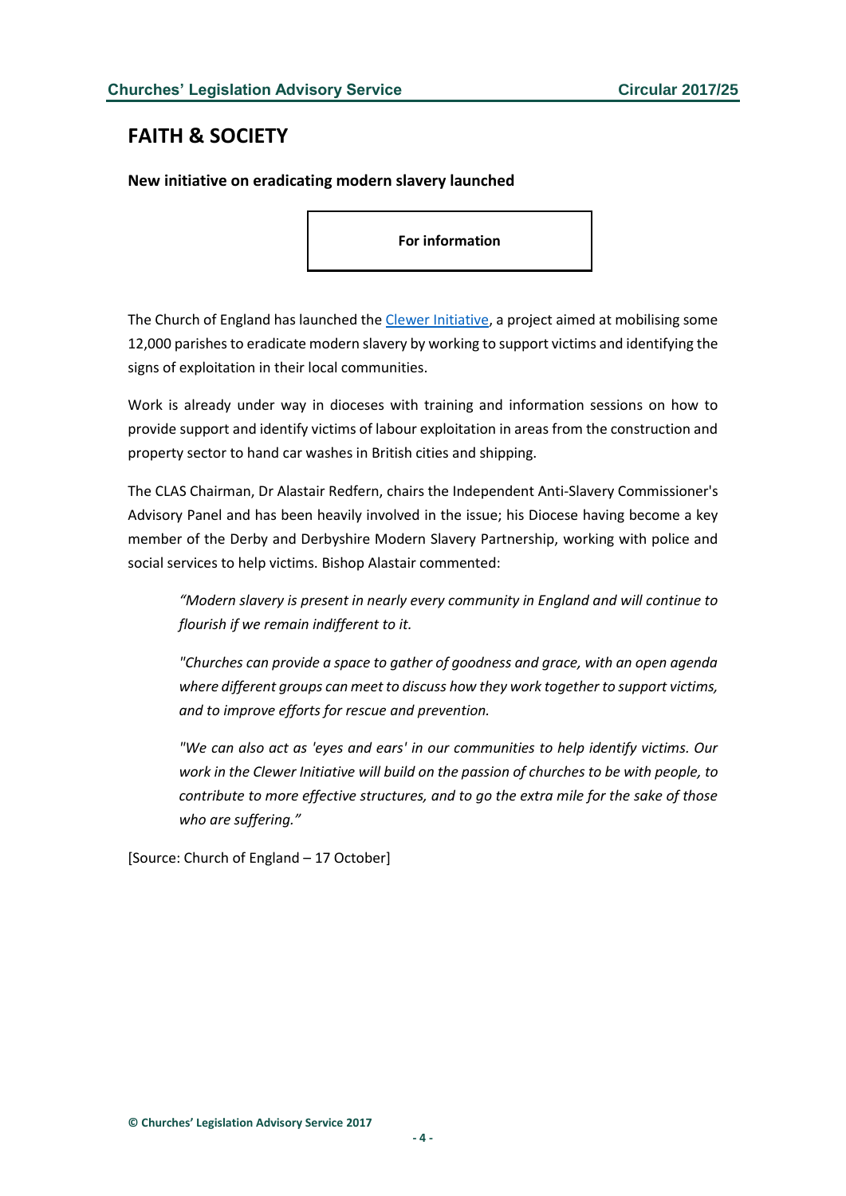## FAITH & SOCIETY

**New initiative on eradicating modern slavery launched**

**For information**

The Church of England has launched the Clewer Initiative, a project aimed at mobilising some 12,000 parishes to eradicate modern slavery by working to support victims and identifying the signs of exploitation in their local communities.

Work is already under way in dioceses with training and information sessions on how to provide support and identify victims of labour exploitation in areas from the construction and property sector to hand car washes in British cities and shipping.

The CLAS Chairman, Dr Alastair Redfern, chairs the Independent Anti-Slavery Commissioner's Advisory Panel and has been heavily involved in the issue; his Diocese having become a key member of the Derby and Derbyshire Modern Slavery Partnership, working with police and social services to help victims. Bishop Alastair commented:

> *"Modern slavery is present in nearly every community in England and will continue to flourish if we remain indifferent to it.*
>
> *"Churches can provide a space to gather of goodness and grace, with an open agenda where different groups can meet to discuss how they work together to support victims, and to improve efforts for rescue and prevention.*
>
> *"We can also act as 'eyes and ears' in our communities to help identify victims. Our work in the Clewer Initiative will build on the passion of churches to be with people, to contribute to more effective structures, and to go the extra mile for the sake of those who are suffering."*

[Source: Church of England – 17 October]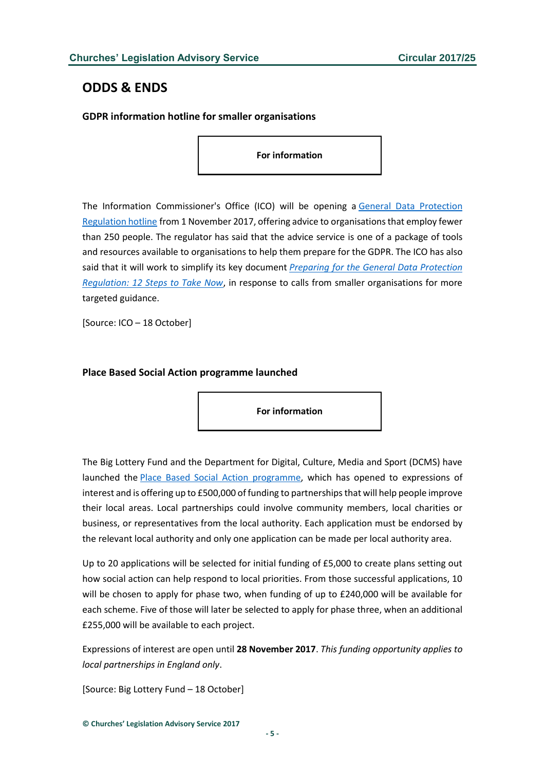## ODDS & ENDS

### GDPR information hotline for smaller organisations

**For information**

The Information Commissioner's Office (ICO) will be opening a General Data Protection Regulation hotline from 1 November 2017, offering advice to organisations that employ fewer than 250 people. The regulator has said that the advice service is one of a package of tools and resources available to organisations to help them prepare for the GDPR. The ICO has also said that it will work to simplify its key document *Preparing for the General Data Protection Regulation: 12 Steps to Take Now*, in response to calls from smaller organisations for more targeted guidance.

[Source: ICO – 18 October]

### Place Based Social Action programme launched

**For information**

The Big Lottery Fund and the Department for Digital, Culture, Media and Sport (DCMS) have launched the Place Based Social Action programme, which has opened to expressions of interest and is offering up to £500,000 of funding to partnerships that will help people improve their local areas. Local partnerships could involve community members, local charities or business, or representatives from the local authority. Each application must be endorsed by the relevant local authority and only one application can be made per local authority area.

Up to 20 applications will be selected for initial funding of £5,000 to create plans setting out how social action can help respond to local priorities. From those successful applications, 10 will be chosen to apply for phase two, when funding of up to £240,000 will be available for each scheme. Five of those will later be selected to apply for phase three, when an additional £255,000 will be available to each project.

Expressions of interest are open until **28 November 2017**. *This funding opportunity applies to local partnerships in England only*.

[Source: Big Lottery Fund – 18 October]

© Churches' Legislation Advisory Service 2017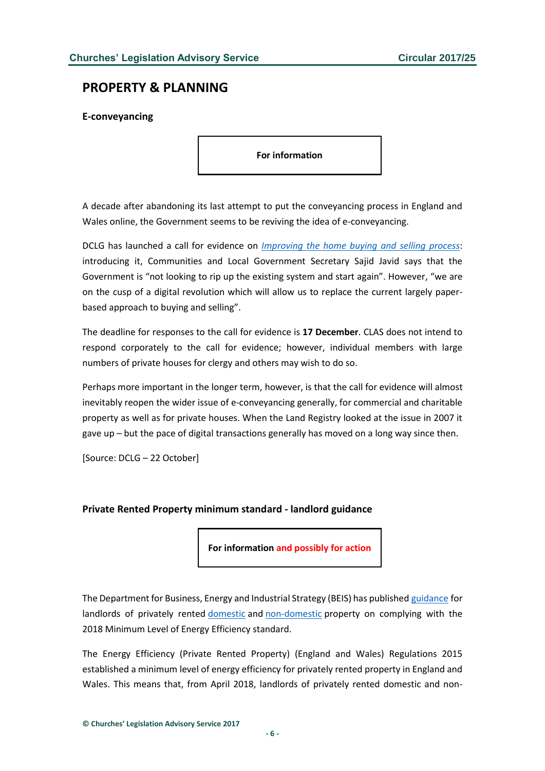## PROPERTY & PLANNING

### E-conveyancing

**For information**

A decade after abandoning its last attempt to put the conveyancing process in England and Wales online, the Government seems to be reviving the idea of e-conveyancing.

DCLG has launched a call for evidence on *Improving the home buying and selling process*: introducing it, Communities and Local Government Secretary Sajid Javid says that the Government is "not looking to rip up the existing system and start again". However, "we are on the cusp of a digital revolution which will allow us to replace the current largely paper-based approach to buying and selling".

The deadline for responses to the call for evidence is **17 December**. CLAS does not intend to respond corporately to the call for evidence; however, individual members with large numbers of private houses for clergy and others may wish to do so.

Perhaps more important in the longer term, however, is that the call for evidence will almost inevitably reopen the wider issue of e-conveyancing generally, for commercial and charitable property as well as for private houses. When the Land Registry looked at the issue in 2007 it gave up – but the pace of digital transactions generally has moved on a long way since then.

[Source: DCLG – 22 October]

### Private Rented Property minimum standard - landlord guidance

**For information and possibly for action**

The Department for Business, Energy and Industrial Strategy (BEIS) has published guidance for landlords of privately rented domestic and non-domestic property on complying with the 2018 Minimum Level of Energy Efficiency standard.

The Energy Efficiency (Private Rented Property) (England and Wales) Regulations 2015 established a minimum level of energy efficiency for privately rented property in England and Wales. This means that, from April 2018, landlords of privately rented domestic and non-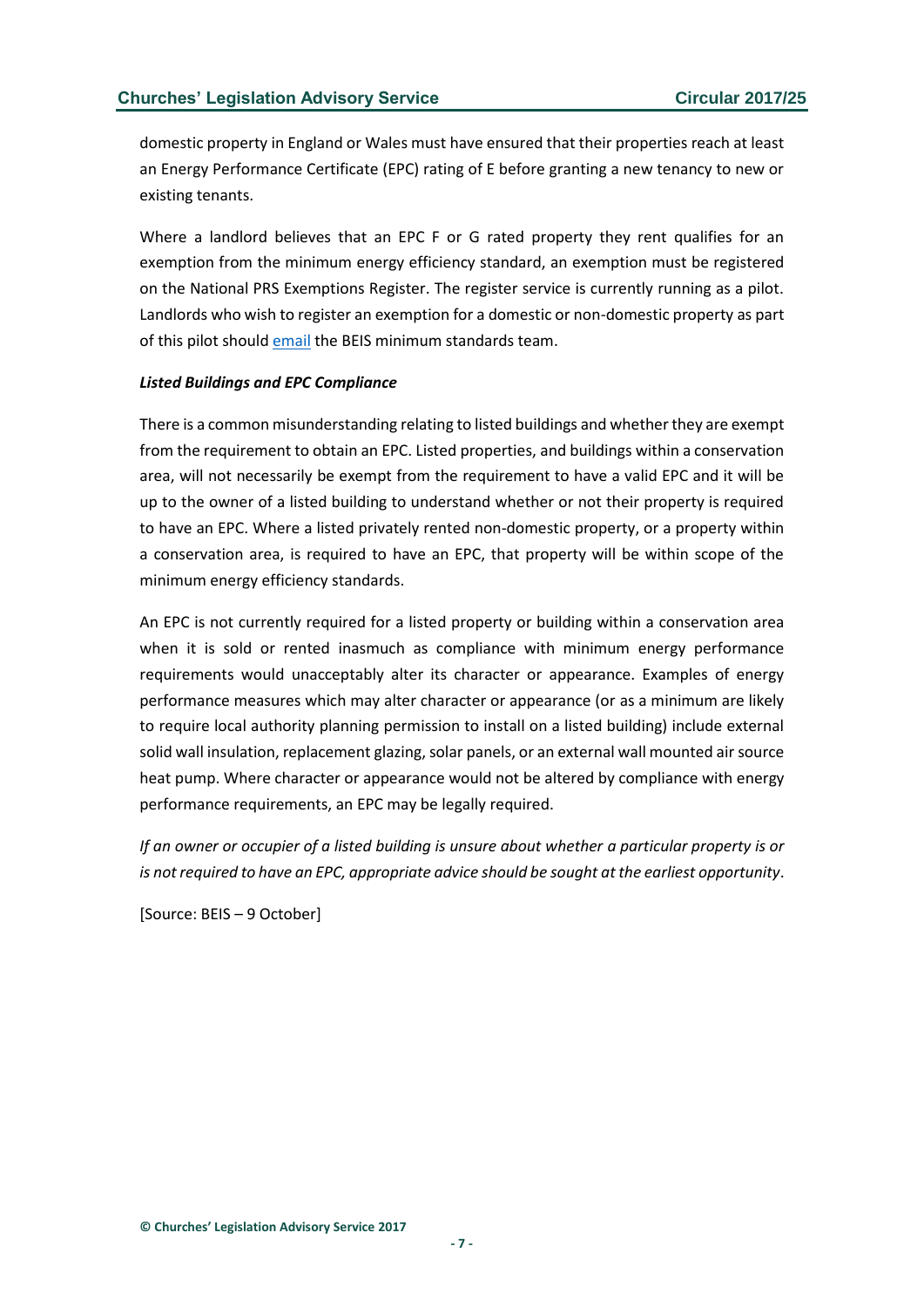domestic property in England or Wales must have ensured that their properties reach at least an Energy Performance Certificate (EPC) rating of E before granting a new tenancy to new or existing tenants.

Where a landlord believes that an EPC F or G rated property they rent qualifies for an exemption from the minimum energy efficiency standard, an exemption must be registered on the National PRS Exemptions Register. The register service is currently running as a pilot. Landlords who wish to register an exemption for a domestic or non-domestic property as part of this pilot should email the BEIS minimum standards team.

***Listed Buildings and EPC Compliance***

There is a common misunderstanding relating to listed buildings and whether they are exempt from the requirement to obtain an EPC. Listed properties, and buildings within a conservation area, will not necessarily be exempt from the requirement to have a valid EPC and it will be up to the owner of a listed building to understand whether or not their property is required to have an EPC. Where a listed privately rented non-domestic property, or a property within a conservation area, is required to have an EPC, that property will be within scope of the minimum energy efficiency standards.

An EPC is not currently required for a listed property or building within a conservation area when it is sold or rented inasmuch as compliance with minimum energy performance requirements would unacceptably alter its character or appearance. Examples of energy performance measures which may alter character or appearance (or as a minimum are likely to require local authority planning permission to install on a listed building) include external solid wall insulation, replacement glazing, solar panels, or an external wall mounted air source heat pump. Where character or appearance would not be altered by compliance with energy performance requirements, an EPC may be legally required.

*If an owner or occupier of a listed building is unsure about whether a particular property is or is not required to have an EPC, appropriate advice should be sought at the earliest opportunity*.

[Source: BEIS – 9 October]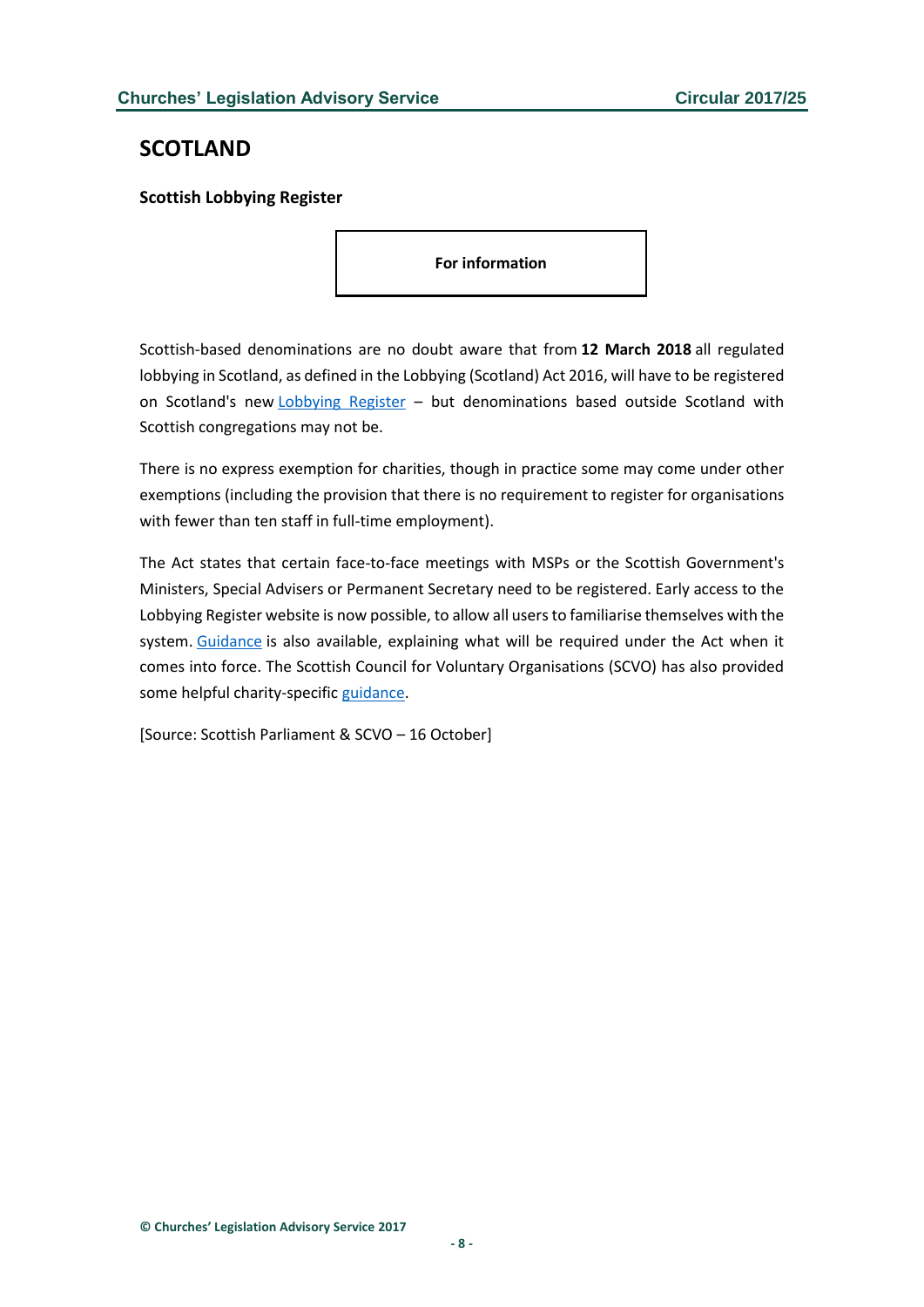## SCOTLAND

### Scottish Lobbying Register

**For information**

Scottish-based denominations are no doubt aware that from **12 March 2018** all regulated lobbying in Scotland, as defined in the Lobbying (Scotland) Act 2016, will have to be registered on Scotland's new Lobbying Register – but denominations based outside Scotland with Scottish congregations may not be.

There is no express exemption for charities, though in practice some may come under other exemptions (including the provision that there is no requirement to register for organisations with fewer than ten staff in full-time employment).

The Act states that certain face-to-face meetings with MSPs or the Scottish Government's Ministers, Special Advisers or Permanent Secretary need to be registered. Early access to the Lobbying Register website is now possible, to allow all users to familiarise themselves with the system. Guidance is also available, explaining what will be required under the Act when it comes into force. The Scottish Council for Voluntary Organisations (SCVO) has also provided some helpful charity-specific guidance.

[Source: Scottish Parliament & SCVO – 16 October]

**© Churches' Legislation Advisory Service 2017**